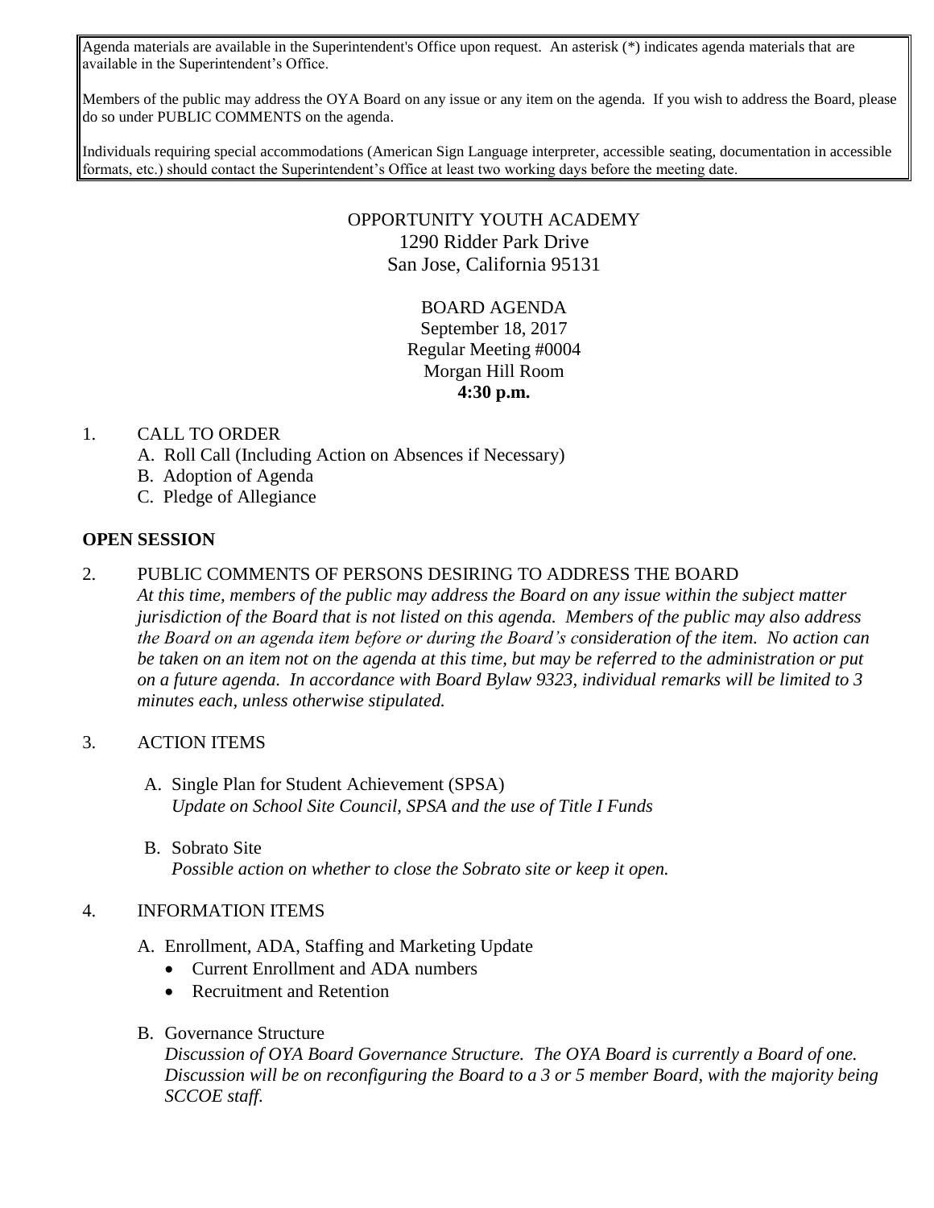Agenda materials are available in the Superintendent's Office upon request. An asterisk (*) indicates agenda materials that are available in the Superintendent's Office.

Members of the public may address the OYA Board on any issue or any item on the agenda. If you wish to address the Board, please do so under PUBLIC COMMENTS on the agenda.

Individuals requiring special accommodations (American Sign Language interpreter, accessible seating, documentation in accessible formats, etc.) should contact the Superintendent's Office at least two working days before the meeting date.

OPPORTUNITY YOUTH ACADEMY
1290 Ridder Park Drive
San Jose, California 95131

BOARD AGENDA
September 18, 2017
Regular Meeting #0004
Morgan Hill Room
**4:30 p.m.**

1. CALL TO ORDER
   A. Roll Call (Including Action on Absences if Necessary)
   B. Adoption of Agenda
   C. Pledge of Allegiance

**OPEN SESSION**

2. PUBLIC COMMENTS OF PERSONS DESIRING TO ADDRESS THE BOARD
   *At this time, members of the public may address the Board on any issue within the subject matter jurisdiction of the Board that is not listed on this agenda. Members of the public may also address the Board on an agenda item before or during the Board's consideration of the item. No action can be taken on an item not on the agenda at this time, but may be referred to the administration or put on a future agenda. In accordance with Board Bylaw 9323, individual remarks will be limited to 3 minutes each, unless otherwise stipulated.*

3. ACTION ITEMS

   A. Single Plan for Student Achievement (SPSA)
      *Update on School Site Council, SPSA and the use of Title I Funds*

   B. Sobrato Site
      *Possible action on whether to close the Sobrato site or keep it open.*

4. INFORMATION ITEMS

   A. Enrollment, ADA, Staffing and Marketing Update
      - Current Enrollment and ADA numbers
      - Recruitment and Retention

   B. Governance Structure
      *Discussion of OYA Board Governance Structure. The OYA Board is currently a Board of one. Discussion will be on reconfiguring the Board to a 3 or 5 member Board, with the majority being SCCOE staff.*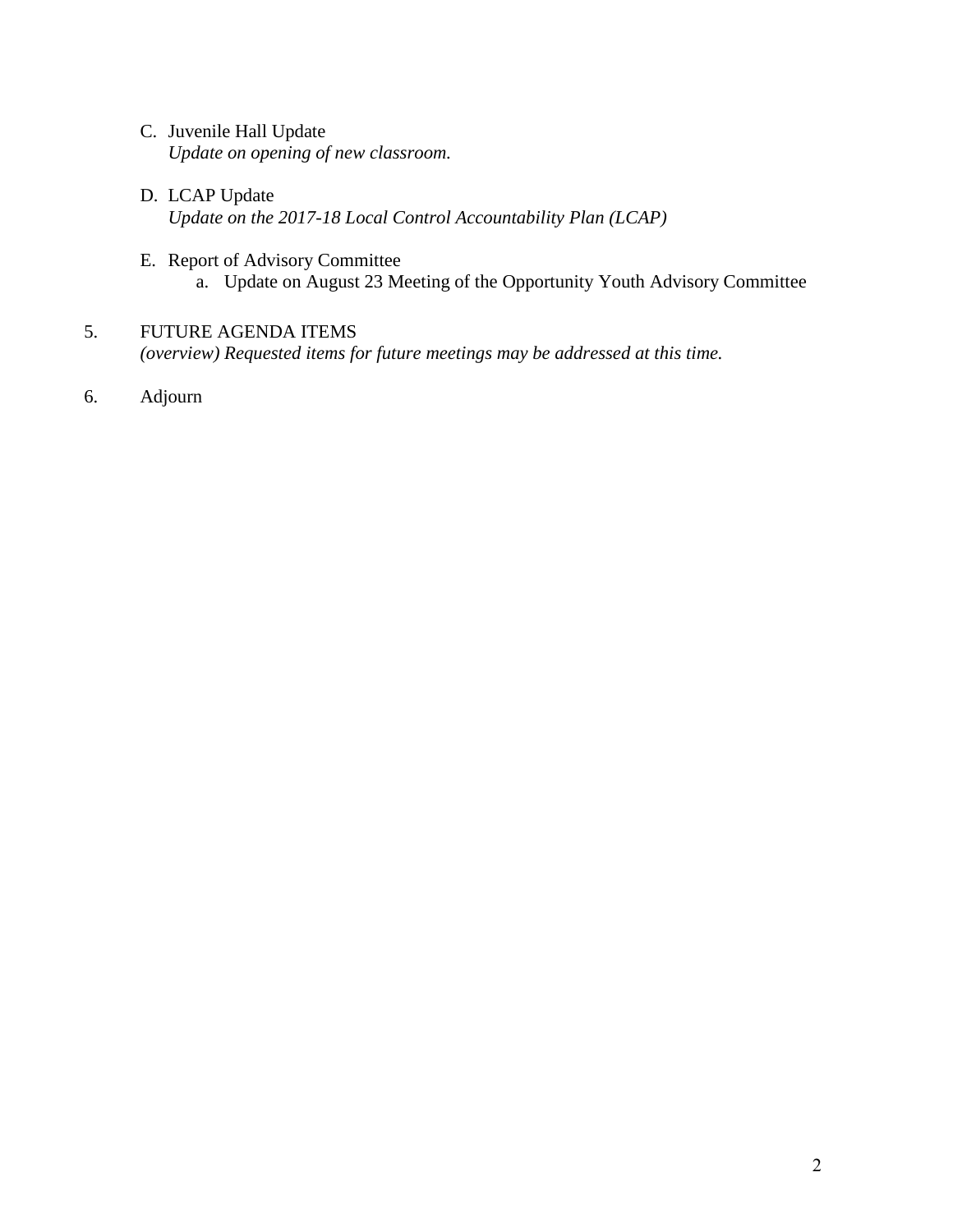C. Juvenile Hall Update
   *Update on opening of new classroom.*

D. LCAP Update
   *Update on the 2017-18 Local Control Accountability Plan (LCAP)*

E. Report of Advisory Committee
   a. Update on August 23 Meeting of the Opportunity Youth Advisory Committee

5. FUTURE AGENDA ITEMS
   *(overview) Requested items for future meetings may be addressed at this time.*

6. Adjourn